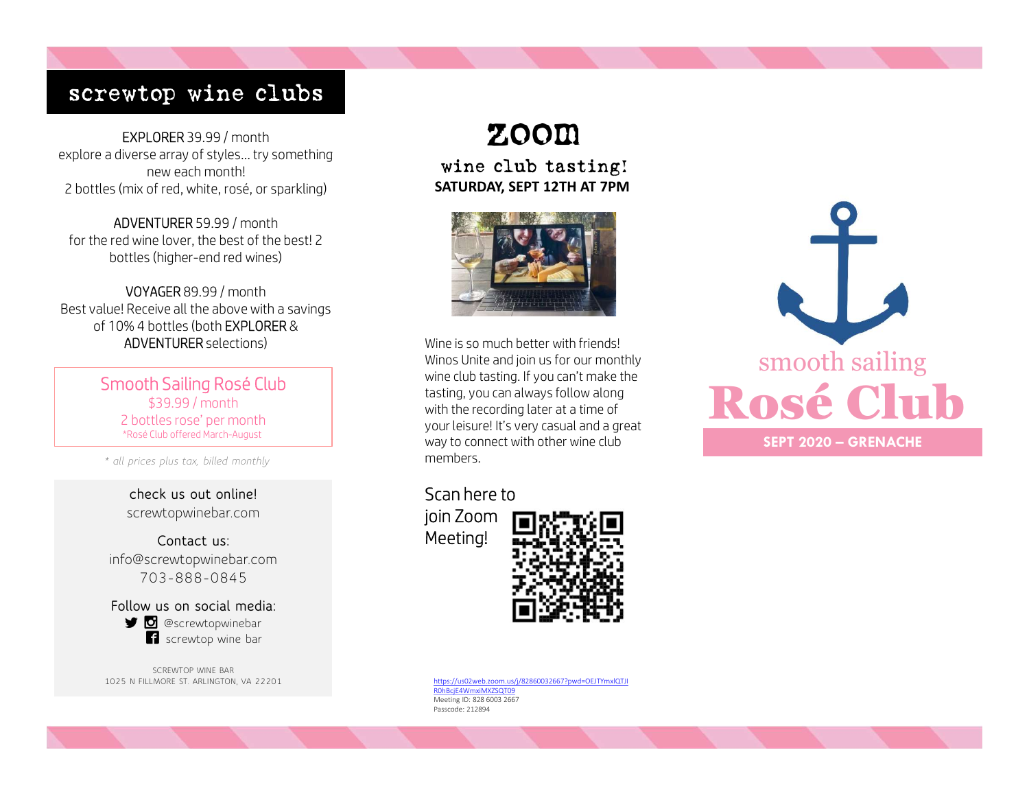# screwtop wine clubs

EXPLORER 39.99 / month
explore a diverse array of styles... try something new each month!
2 bottles (mix of red, white, rosé, or sparkling)

ADVENTURER 59.99 / month
for the red wine lover, the best of the best! 2 bottles (higher-end red wines)

VOYAGER 89.99 / month
Best value! Receive all the above with a savings of 10% 4 bottles (both EXPLORER & ADVENTURER selections)

Smooth Sailing Rosé Club
$39.99 / month
2 bottles rose' per month
*Rosé Club offered March-August

*\* all prices plus tax, billed monthly*

check us out online!
screwtopwinebar.com

Contact us:
info@screwtopwinebar.com
703-888-0845

Follow us on social media:
@screwtopwinebar
screwtop wine bar

SCREWTOP WINE BAR
1025 N FILLMORE ST. ARLINGTON, VA 22201

# zoom

## wine club tasting!

**SATURDAY, SEPT 12TH AT 7PM**

Wine is so much better with friends! Winos Unite and join us for our monthly wine club tasting. If you can't make the tasting, you can always follow along with the recording later at a time of your leisure! It's very casual and a great way to connect with other wine club members.

Scan here to join Zoom Meeting!

https://us02web.zoom.us/j/82860032667?pwd=OEJTYmxlQTJlR0hBcjE4WmxiMXZSQT09
Meeting ID: 828 6003 2667
Passcode: 212894

smooth sailing

# Rosé Club

**SEPT 2020 – GRENACHE**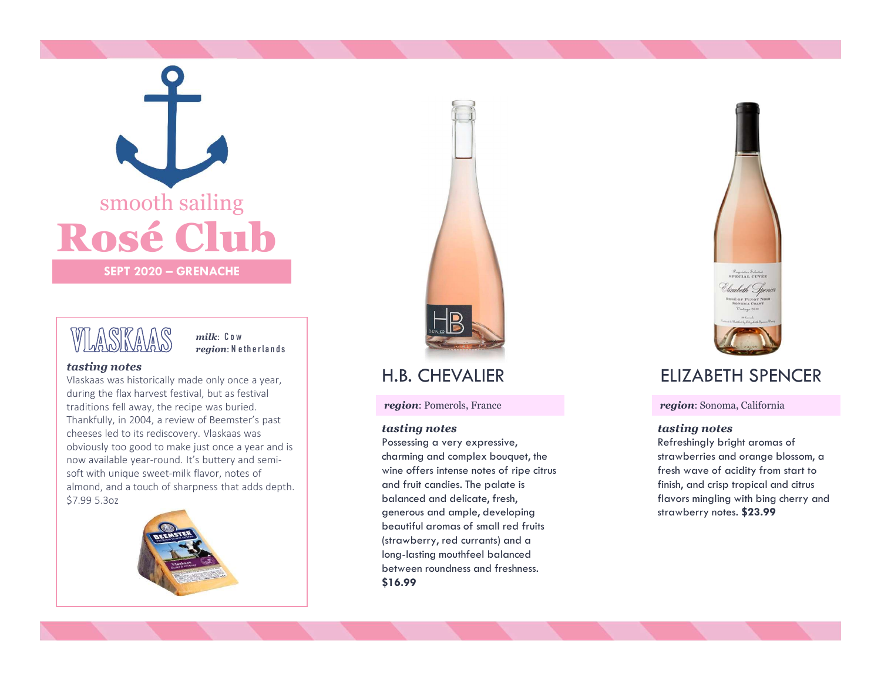smooth sailing

# Rosé Club

**SEPT 2020 – GRENACHE**

## VLASKAAS

***milk***: Cow
***region***: Netherlands

***tasting notes***

Vlaskaas was historically made only once a year, during the flax harvest festival, but as festival traditions fell away, the recipe was buried. Thankfully, in 2004, a review of Beemster's past cheeses led to its rediscovery. Vlaskaas was obviously too good to make just once a year and is now available year-round. It's buttery and semi-soft with unique sweet-milk flavor, notes of almond, and a touch of sharpness that adds depth. $7.99 5.3oz

## H.B. CHEVALIER

***region***: Pomerols, France

***tasting notes***

Possessing a very expressive, charming and complex bouquet, the wine offers intense notes of ripe citrus and fruit candies. The palate is balanced and delicate, fresh, generous and ample, developing beautiful aromas of small red fruits (strawberry, red currants) and a long-lasting mouthfeel balanced between roundness and freshness. **$16.99**

## ELIZABETH SPENCER

***region***: Sonoma, California

***tasting notes***

Refreshingly bright aromas of strawberries and orange blossom, a fresh wave of acidity from start to finish, and crisp tropical and citrus flavors mingling with bing cherry and strawberry notes. **$23.99**